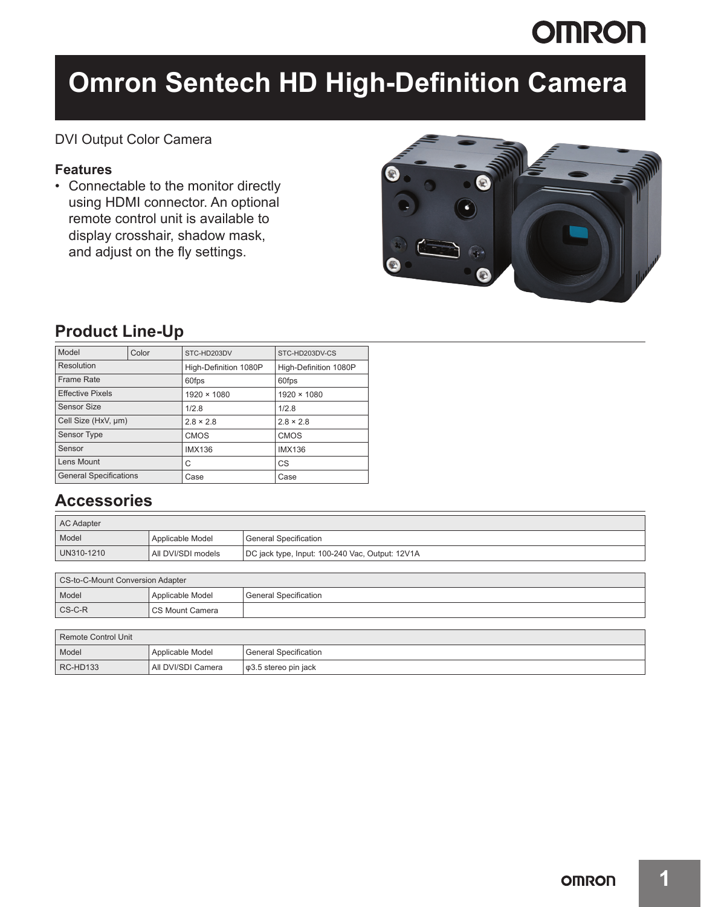# Omron Sentech HD High-Definition Camera

DVI Output Color Camera

### Features

- Connectable to the monitor directly using HDMI connector. An optional remote control unit is available to display crosshair, shadow mask, and adjust on the fly settings.

## Product Line-Up

| Model | Color | STC-HD203DV | STC-HD203DV-CS |
|---|---|---|---|
| Resolution | | High-Definition 1080P | High-Definition 1080P |
| Frame Rate | | 60fps | 60fps |
| Effective Pixels | | 1920 × 1080 | 1920 × 1080 |
| Sensor Size | | 1/2.8 | 1/2.8 |
| Cell Size (HxV, μm) | | 2.8 × 2.8 | 2.8 × 2.8 |
| Sensor Type | | CMOS | CMOS |
| Sensor | | IMX136 | IMX136 |
| Lens Mount | | C | CS |
| General Specifications | | Case | Case |

## Accessories

| AC Adapter | | |
|---|---|---|
| Model | Applicable Model | General Specification |
| UN310-1210 | All DVI/SDI models | DC jack type, Input: 100-240 Vac, Output: 12V1A |

| CS-to-C-Mount Conversion Adapter | | |
|---|---|---|
| Model | Applicable Model | General Specification |
| CS-C-R | CS Mount Camera | |

| Remote Control Unit | | |
|---|---|---|
| Model | Applicable Model | General Specification |
| RC-HD133 | All DVI/SDI Camera | φ3.5 stereo pin jack |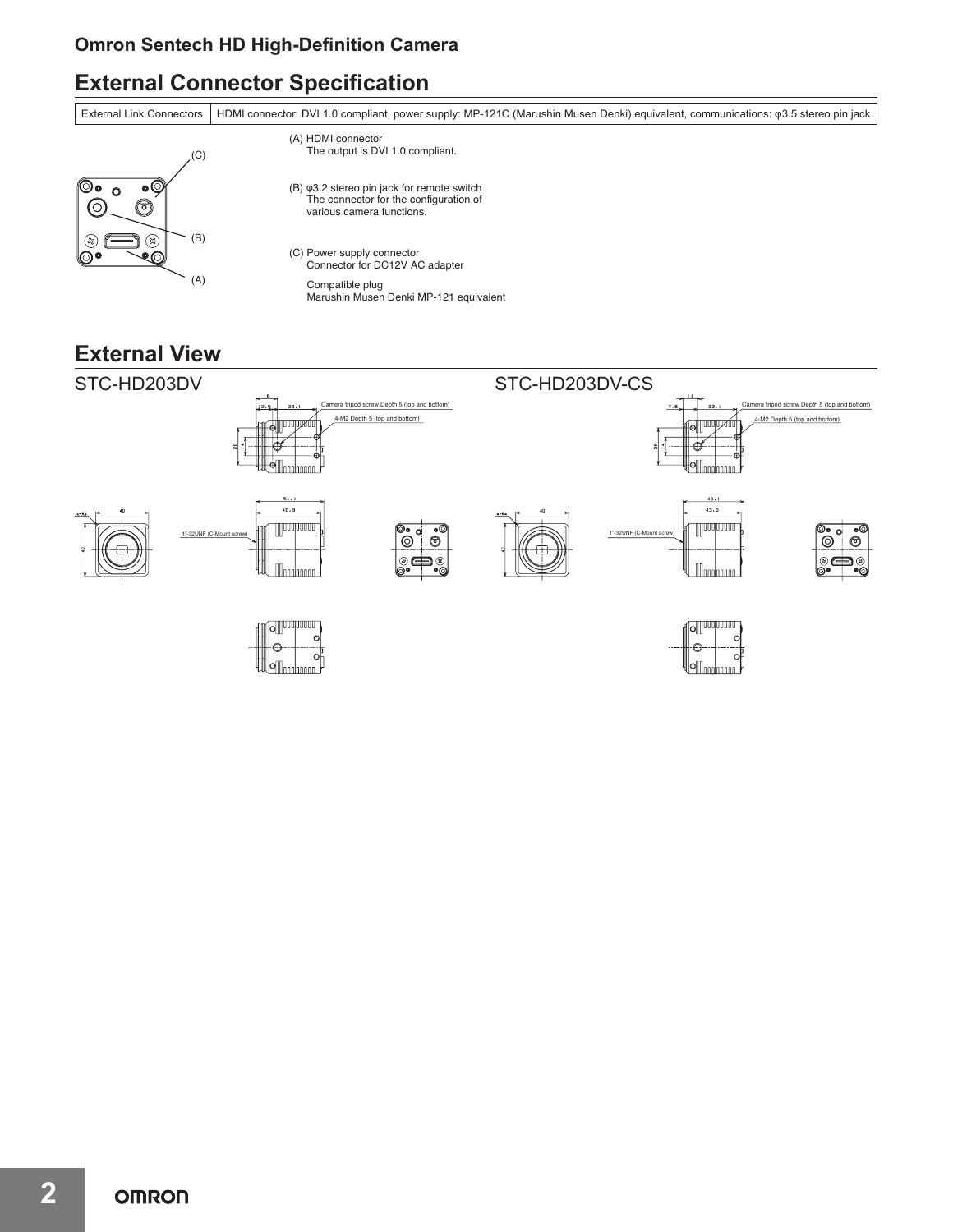## Omron Sentech HD High-Definition Camera

## External Connector Specification

| External Link Connectors | HDMI connector: DVI 1.0 compliant, power supply: MP-121C (Marushin Musen Denki) equivalent, communications: φ3.5 stereo pin jack |
|---|---|

(A) HDMI connector
The output is DVI 1.0 compliant.

(B) φ3.2 stereo pin jack for remote switch
The connector for the configuration of various camera functions.

(C) Power supply connector
Connector for DC12V AC adapter

Compatible plug
Marushin Musen Denki MP-121 equivalent

## External View

STC-HD203DV

STC-HD203DV-CS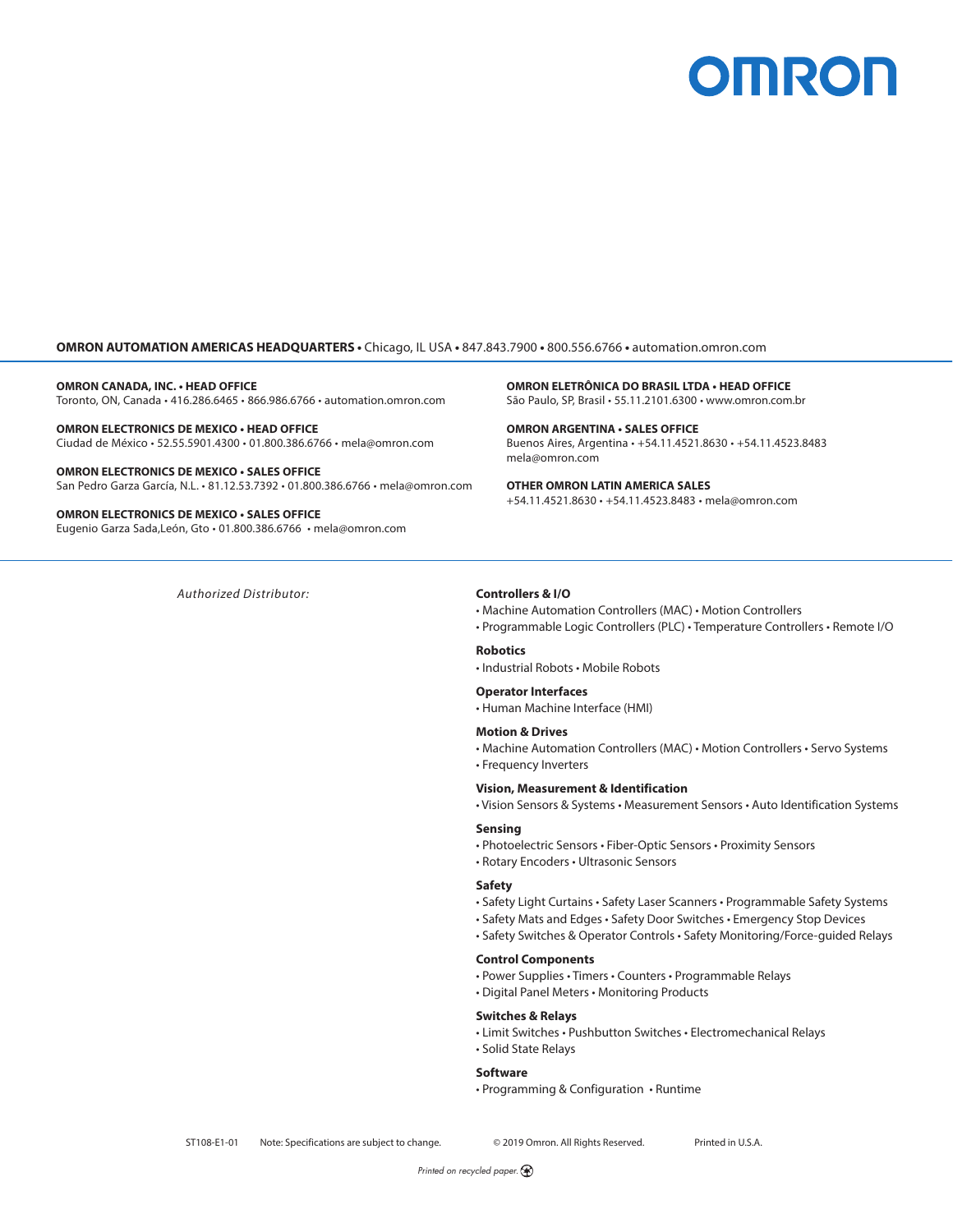**OMRON AUTOMATION AMERICAS HEADQUARTERS** • Chicago, IL USA • 847.843.7900 • 800.556.6766 • automation.omron.com

**OMRON CANADA, INC. • HEAD OFFICE**
Toronto, ON, Canada • 416.286.6465 • 866.986.6766 • automation.omron.com

**OMRON ELECTRONICS DE MEXICO • HEAD OFFICE**
Ciudad de México • 52.55.5901.4300 • 01.800.386.6766 • mela@omron.com

**OMRON ELECTRONICS DE MEXICO • SALES OFFICE**
San Pedro Garza García, N.L. • 81.12.53.7392 • 01.800.386.6766 • mela@omron.com

**OMRON ELECTRONICS DE MEXICO • SALES OFFICE**
Eugenio Garza Sada,León, Gto • 01.800.386.6766 • mela@omron.com

**OMRON ELETRÔNICA DO BRASIL LTDA • HEAD OFFICE**
São Paulo, SP, Brasil • 55.11.2101.6300 • www.omron.com.br

**OMRON ARGENTINA • SALES OFFICE**
Buenos Aires, Argentina • +54.11.4521.8630 • +54.11.4523.8483
mela@omron.com

**OTHER OMRON LATIN AMERICA SALES**
+54.11.4521.8630 • +54.11.4523.8483 • mela@omron.com

*Authorized Distributor:*

**Controllers & I/O**
- Machine Automation Controllers (MAC) • Motion Controllers
- Programmable Logic Controllers (PLC) • Temperature Controllers • Remote I/O

**Robotics**
- Industrial Robots • Mobile Robots

**Operator Interfaces**
- Human Machine Interface (HMI)

**Motion & Drives**
- Machine Automation Controllers (MAC) • Motion Controllers • Servo Systems
- Frequency Inverters

**Vision, Measurement & Identification**
- Vision Sensors & Systems • Measurement Sensors • Auto Identification Systems

**Sensing**
- Photoelectric Sensors • Fiber-Optic Sensors • Proximity Sensors
- Rotary Encoders • Ultrasonic Sensors

**Safety**
- Safety Light Curtains • Safety Laser Scanners • Programmable Safety Systems
- Safety Mats and Edges • Safety Door Switches • Emergency Stop Devices
- Safety Switches & Operator Controls • Safety Monitoring/Force-guided Relays

**Control Components**
- Power Supplies • Timers • Counters • Programmable Relays
- Digital Panel Meters • Monitoring Products

**Switches & Relays**
- Limit Switches • Pushbutton Switches • Electromechanical Relays
- Solid State Relays

**Software**
- Programming & Configuration • Runtime

ST108-E1-01 Note: Specifications are subject to change. © 2019 Omron. All Rights Reserved. Printed in U.S.A.

*Printed on recycled paper.*